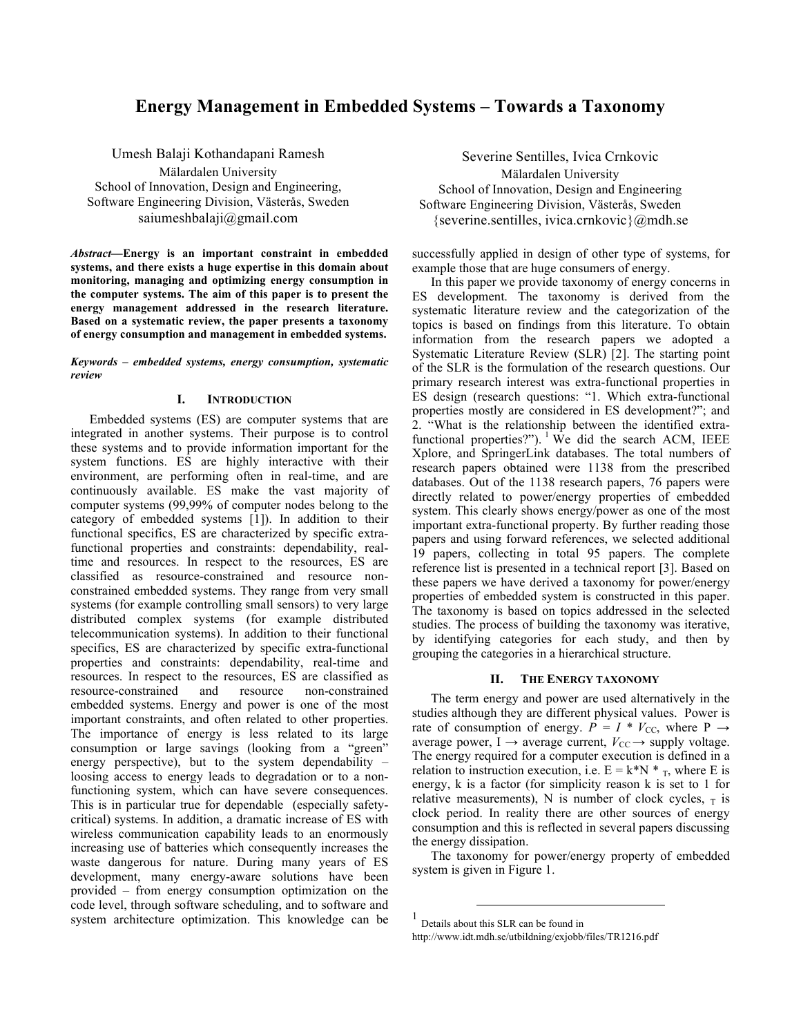# Energy Management in Embedded Systems – Towards a Taxonomy

Umesh Balaji Kothandapani Ramesh
Mälardalen University
School of Innovation, Design and Engineering,
Software Engineering Division, Västerås, Sweden
saiumeshbalaji@gmail.com

Severine Sentilles, Ivica Crnkovic
Mälardalen University
School of Innovation, Design and Engineering
Software Engineering Division, Västerås, Sweden
{severine.sentilles, ivica.crnkovic}@mdh.se

***Abstract*—Energy is an important constraint in embedded systems, and there exists a huge expertise in this domain about monitoring, managing and optimizing energy consumption in the computer systems. The aim of this paper is to present the energy management addressed in the research literature. Based on a systematic review, the paper presents a taxonomy of energy consumption and management in embedded systems.**

***Keywords – embedded systems, energy consumption, systematic review***

## I. Introduction

Embedded systems (ES) are computer systems that are integrated in another systems. Their purpose is to control these systems and to provide information important for the system functions. ES are highly interactive with their environment, are performing often in real-time, and are continuously available. ES make the vast majority of computer systems (99,99% of computer nodes belong to the category of embedded systems [1]). In addition to their functional specifics, ES are characterized by specific extra-functional properties and constraints: dependability, real-time and resources. In respect to the resources, ES are classified as resource-constrained and resource non-constrained embedded systems. They range from very small systems (for example controlling small sensors) to very large distributed complex systems (for example distributed telecommunication systems). In addition to their functional specifics, ES are characterized by specific extra-functional properties and constraints: dependability, real-time and resources. In respect to the resources, ES are classified as resource-constrained and resource non-constrained embedded systems. Energy and power is one of the most important constraints, and often related to other properties. The importance of energy is less related to its large consumption or large savings (looking from a "green" energy perspective), but to the system dependability – loosing access to energy leads to degradation or to a non-functioning system, which can have severe consequences. This is in particular true for dependable (especially safety-critical) systems. In addition, a dramatic increase of ES with wireless communication capability leads to an enormously increasing use of batteries which consequently increases the waste dangerous for nature. During many years of ES development, many energy-aware solutions have been provided – from energy consumption optimization on the code level, through software scheduling, and to software and system architecture optimization. This knowledge can be successfully applied in design of other type of systems, for example those that are huge consumers of energy.

In this paper we provide taxonomy of energy concerns in ES development. The taxonomy is derived from the systematic literature review and the categorization of the topics is based on findings from this literature. To obtain information from the research papers we adopted a Systematic Literature Review (SLR) [2]. The starting point of the SLR is the formulation of the research questions. Our primary research interest was extra-functional properties in ES design (research questions: "1. Which extra-functional properties mostly are considered in ES development?"; and 2. "What is the relationship between the identified extra-functional properties?"). [1] We did the search ACM, IEEE Xplore, and SpringerLink databases. The total numbers of research papers obtained were 1138 from the prescribed databases. Out of the 1138 research papers, 76 papers were directly related to power/energy properties of embedded system. This clearly shows energy/power as one of the most important extra-functional property. By further reading those papers and using forward references, we selected additional 19 papers, collecting in total 95 papers. The complete reference list is presented in a technical report [3]. Based on these papers we have derived a taxonomy for power/energy properties of embedded system is constructed in this paper. The taxonomy is based on topics addressed in the selected studies. The process of building the taxonomy was iterative, by identifying categories for each study, and then by grouping the categories in a hierarchical structure.

## II. The Energy Taxonomy

The term energy and power are used alternatively in the studies although they are different physical values. Power is rate of consumption of energy. $P = I * V_{CC}$, where P → average power, I → average current, $V_{CC}$ → supply voltage. The energy required for a computer execution is defined in a relation to instruction execution, i.e. $E = k*N*_T$, where E is energy, k is a factor (for simplicity reason k is set to 1 for relative measurements), N is number of clock cycles, $_T$ is clock period. In reality there are other sources of energy consumption and this is reflected in several papers discussing the energy dissipation.

The taxonomy for power/energy property of embedded system is given in Figure 1.

[1] Details about this SLR can be found in http://www.idt.mdh.se/utbildning/exjobb/files/TR1216.pdf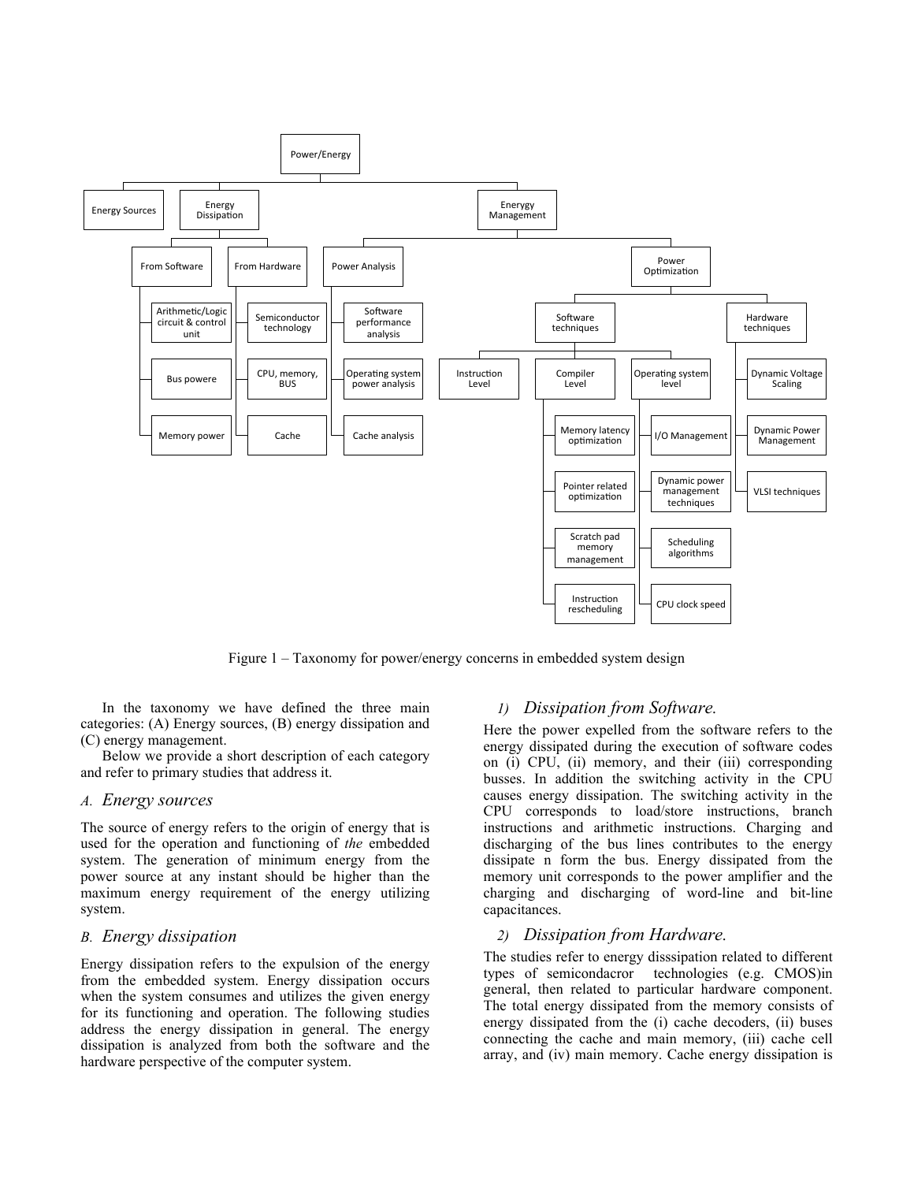Figure 1 – Taxonomy for power/energy concerns in embedded system design

In the taxonomy we have defined the three main categories: (A) Energy sources, (B) energy dissipation and (C) energy management.

Below we provide a short description of each category and refer to primary studies that address it.

### *A. Energy sources*

The source of energy refers to the origin of energy that is used for the operation and functioning of *the* embedded system. The generation of minimum energy from the power source at any instant should be higher than the maximum energy requirement of the energy utilizing system.

### *B. Energy dissipation*

Energy dissipation refers to the expulsion of the energy from the embedded system. Energy dissipation occurs when the system consumes and utilizes the given energy for its functioning and operation. The following studies address the energy dissipation in general. The energy dissipation is analyzed from both the software and the hardware perspective of the computer system.

#### *1) Dissipation from Software.*

Here the power expelled from the software refers to the energy dissipated during the execution of software codes on (i) CPU, (ii) memory, and their (iii) corresponding busses. In addition the switching activity in the CPU causes energy dissipation. The switching activity in the CPU corresponds to load/store instructions, branch instructions and arithmetic instructions. Charging and discharging of the bus lines contributes to the energy dissipate n form the bus. Energy dissipated from the memory unit corresponds to the power amplifier and the charging and discharging of word-line and bit-line capacitances.

#### *2) Dissipation from Hardware.*

The studies refer to energy disssipation related to different types of semicondacror technologies (e.g. CMOS)in general, then related to particular hardware component. The total energy dissipated from the memory consists of energy dissipated from the (i) cache decoders, (ii) buses connecting the cache and main memory, (iii) cache cell array, and (iv) main memory. Cache energy dissipation is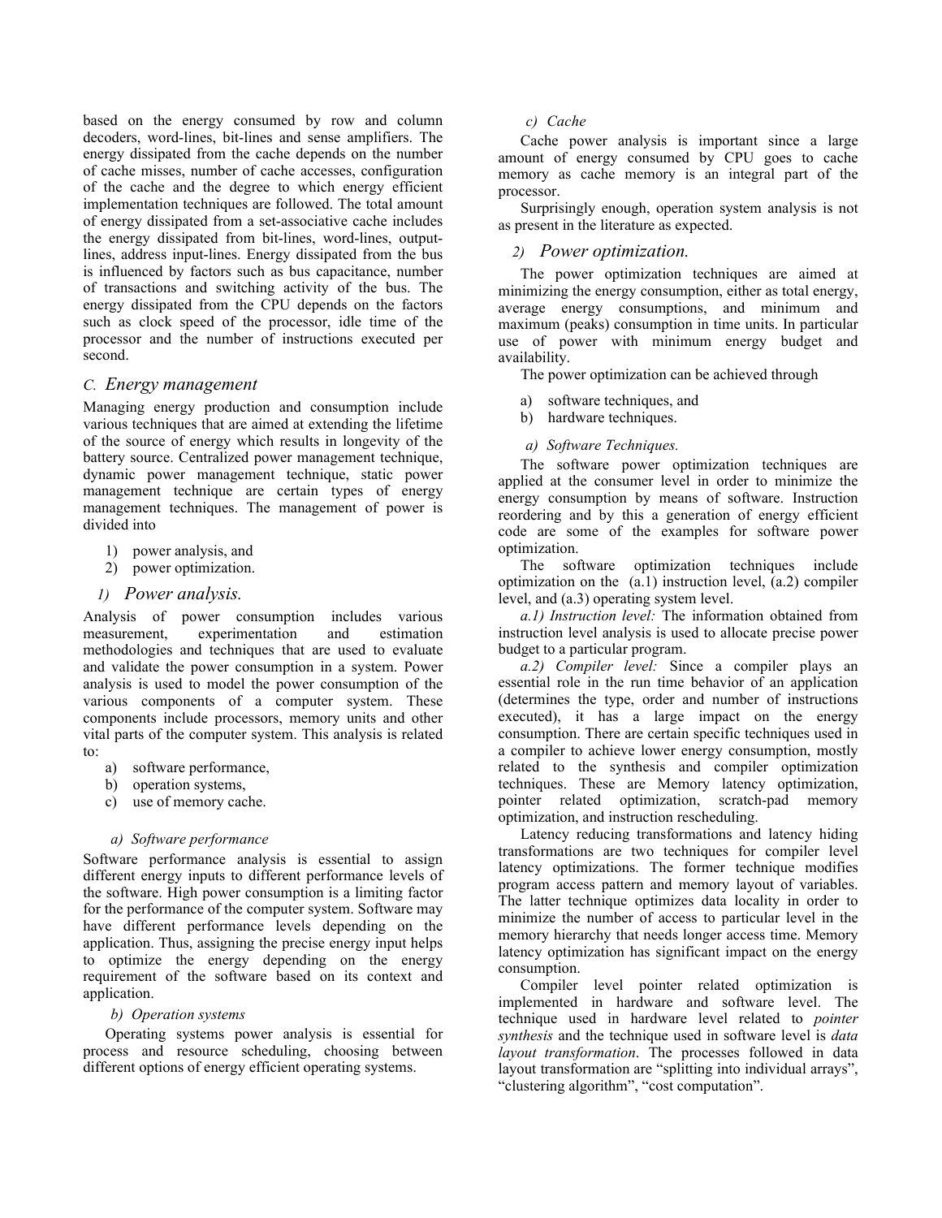based on the energy consumed by row and column decoders, word-lines, bit-lines and sense amplifiers. The energy dissipated from the cache depends on the number of cache misses, number of cache accesses, configuration of the cache and the degree to which energy efficient implementation techniques are followed. The total amount of energy dissipated from a set-associative cache includes the energy dissipated from bit-lines, word-lines, output-lines, address input-lines. Energy dissipated from the bus is influenced by factors such as bus capacitance, number of transactions and switching activity of the bus. The energy dissipated from the CPU depends on the factors such as clock speed of the processor, idle time of the processor and the number of instructions executed per second.

## C. *Energy management*

Managing energy production and consumption include various techniques that are aimed at extending the lifetime of the source of energy which results in longevity of the battery source. Centralized power management technique, dynamic power management technique, static power management technique are certain types of energy management techniques. The management of power is divided into

1) power analysis, and
2) power optimization.

### 1) *Power analysis.*

Analysis of power consumption includes various measurement, experimentation and estimation methodologies and techniques that are used to evaluate and validate the power consumption in a system. Power analysis is used to model the power consumption of the various components of a computer system. These components include processors, memory units and other vital parts of the computer system. This analysis is related to:

a) software performance,
b) operation systems,
c) use of memory cache.

#### *a) Software performance*

Software performance analysis is essential to assign different energy inputs to different performance levels of the software. High power consumption is a limiting factor for the performance of the computer system. Software may have different performance levels depending on the application. Thus, assigning the precise energy input helps to optimize the energy depending on the energy requirement of the software based on its context and application.

#### *b) Operation systems*

Operating systems power analysis is essential for process and resource scheduling, choosing between different options of energy efficient operating systems.

#### *c) Cache*

Cache power analysis is important since a large amount of energy consumed by CPU goes to cache memory as cache memory is an integral part of the processor.

Surprisingly enough, operation system analysis is not as present in the literature as expected.

### 2) *Power optimization.*

The power optimization techniques are aimed at minimizing the energy consumption, either as total energy, average energy consumptions, and minimum and maximum (peaks) consumption in time units. In particular use of power with minimum energy budget and availability.

The power optimization can be achieved through

a) software techniques, and
b) hardware techniques.

#### *a) Software Techniques.*

The software power optimization techniques are applied at the consumer level in order to minimize the energy consumption by means of software. Instruction reordering and by this a generation of energy efficient code are some of the examples for software power optimization.

The software optimization techniques include optimization on the (a.1) instruction level, (a.2) compiler level, and (a.3) operating system level.

*a.1) Instruction level:* The information obtained from instruction level analysis is used to allocate precise power budget to a particular program.

*a.2) Compiler level:* Since a compiler plays an essential role in the run time behavior of an application (determines the type, order and number of instructions executed), it has a large impact on the energy consumption. There are certain specific techniques used in a compiler to achieve lower energy consumption, mostly related to the synthesis and compiler optimization techniques. These are Memory latency optimization, pointer related optimization, scratch-pad memory optimization, and instruction rescheduling.

Latency reducing transformations and latency hiding transformations are two techniques for compiler level latency optimizations. The former technique modifies program access pattern and memory layout of variables. The latter technique optimizes data locality in order to minimize the number of access to particular level in the memory hierarchy that needs longer access time. Memory latency optimization has significant impact on the energy consumption.

Compiler level pointer related optimization is implemented in hardware and software level. The technique used in hardware level related to *pointer synthesis* and the technique used in software level is *data layout transformation*. The processes followed in data layout transformation are “splitting into individual arrays”, “clustering algorithm”, “cost computation”.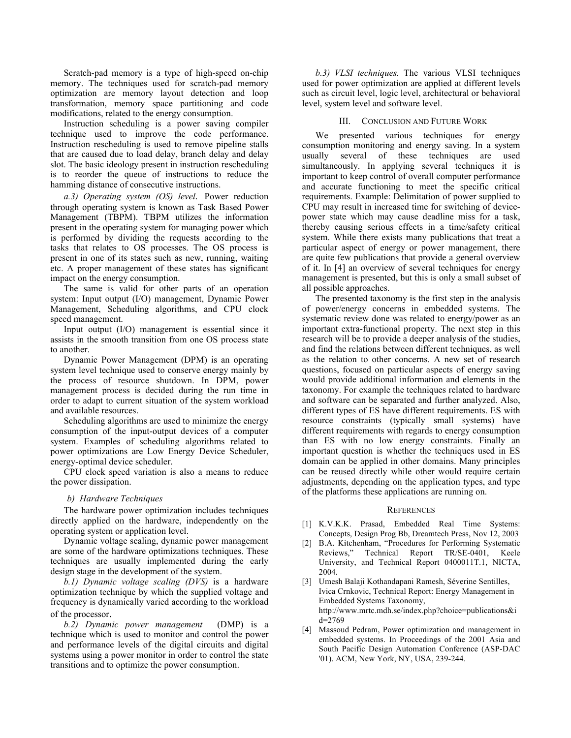Scratch-pad memory is a type of high-speed on-chip memory. The techniques used for scratch-pad memory optimization are memory layout detection and loop transformation, memory space partitioning and code modifications, related to the energy consumption.

Instruction scheduling is a power saving compiler technique used to improve the code performance. Instruction rescheduling is used to remove pipeline stalls that are caused due to load delay, branch delay and delay slot. The basic ideology present in instruction rescheduling is to reorder the queue of instructions to reduce the hamming distance of consecutive instructions.

*a.3) Operating system (OS) level.* Power reduction through operating system is known as Task Based Power Management (TBPM). TBPM utilizes the information present in the operating system for managing power which is performed by dividing the requests according to the tasks that relates to OS processes. The OS process is present in one of its states such as new, running, waiting etc. A proper management of these states has significant impact on the energy consumption.

The same is valid for other parts of an operation system: Input output (I/O) management, Dynamic Power Management, Scheduling algorithms, and CPU clock speed management.

Input output (I/O) management is essential since it assists in the smooth transition from one OS process state to another.

Dynamic Power Management (DPM) is an operating system level technique used to conserve energy mainly by the process of resource shutdown. In DPM, power management process is decided during the run time in order to adapt to current situation of the system workload and available resources.

Scheduling algorithms are used to minimize the energy consumption of the input-output devices of a computer system. Examples of scheduling algorithms related to power optimizations are Low Energy Device Scheduler, energy-optimal device scheduler.

CPU clock speed variation is also a means to reduce the power dissipation.

### b) Hardware Techniques

The hardware power optimization includes techniques directly applied on the hardware, independently on the operating system or application level.

Dynamic voltage scaling, dynamic power management are some of the hardware optimizations techniques. These techniques are usually implemented during the early design stage in the development of the system.

*b.1) Dynamic voltage scaling (DVS)* is a hardware optimization technique by which the supplied voltage and frequency is dynamically varied according to the workload of the processor.

*b.2) Dynamic power management* (DMP) is a technique which is used to monitor and control the power and performance levels of the digital circuits and digital systems using a power monitor in order to control the state transitions and to optimize the power consumption.

*b.3) VLSI techniques.* The various VLSI techniques used for power optimization are applied at different levels such as circuit level, logic level, architectural or behavioral level, system level and software level.

## III. Conclusion and Future Work

We presented various techniques for energy consumption monitoring and energy saving. In a system usually several of these techniques are used simultaneously. In applying several techniques it is important to keep control of overall computer performance and accurate functioning to meet the specific critical requirements. Example: Delimitation of power supplied to CPU may result in increased time for switching of device-power state which may cause deadline miss for a task, thereby causing serious effects in a time/safety critical system. While there exists many publications that treat a particular aspect of energy or power management, there are quite few publications that provide a general overview of it. In [4] an overview of several techniques for energy management is presented, but this is only a small subset of all possible approaches.

The presented taxonomy is the first step in the analysis of power/energy concerns in embedded systems. The systematic review done was related to energy/power as an important extra-functional property. The next step in this research will be to provide a deeper analysis of the studies, and find the relations between different techniques, as well as the relation to other concerns. A new set of research questions, focused on particular aspects of energy saving would provide additional information and elements in the taxonomy. For example the techniques related to hardware and software can be separated and further analyzed. Also, different types of ES have different requirements. ES with resource constraints (typically small systems) have different requirements with regards to energy consumption than ES with no low energy constraints. Finally an important question is whether the techniques used in ES domain can be applied in other domains. Many principles can be reused directly while other would require certain adjustments, depending on the application types, and type of the platforms these applications are running on.

## References

[1] K.V.K.K. Prasad, Embedded Real Time Systems: Concepts, Design Prog Bb, Dreamtech Press, Nov 12, 2003

[2] B.A. Kitchenham, "Procedures for Performing Systematic Reviews," Technical Report TR/SE-0401, Keele University, and Technical Report 0400011T.1, NICTA, 2004.

[3] Umesh Balaji Kothandapani Ramesh, Séverine Sentilles, Ivica Crnkovic, Technical Report: Energy Management in Embedded Systems Taxonomy, http://www.mrtc.mdh.se/index.php?choice=publications&id=2769

[4] Massoud Pedram, Power optimization and management in embedded systems. In Proceedings of the 2001 Asia and South Pacific Design Automation Conference (ASP-DAC '01). ACM, New York, NY, USA, 239-244.